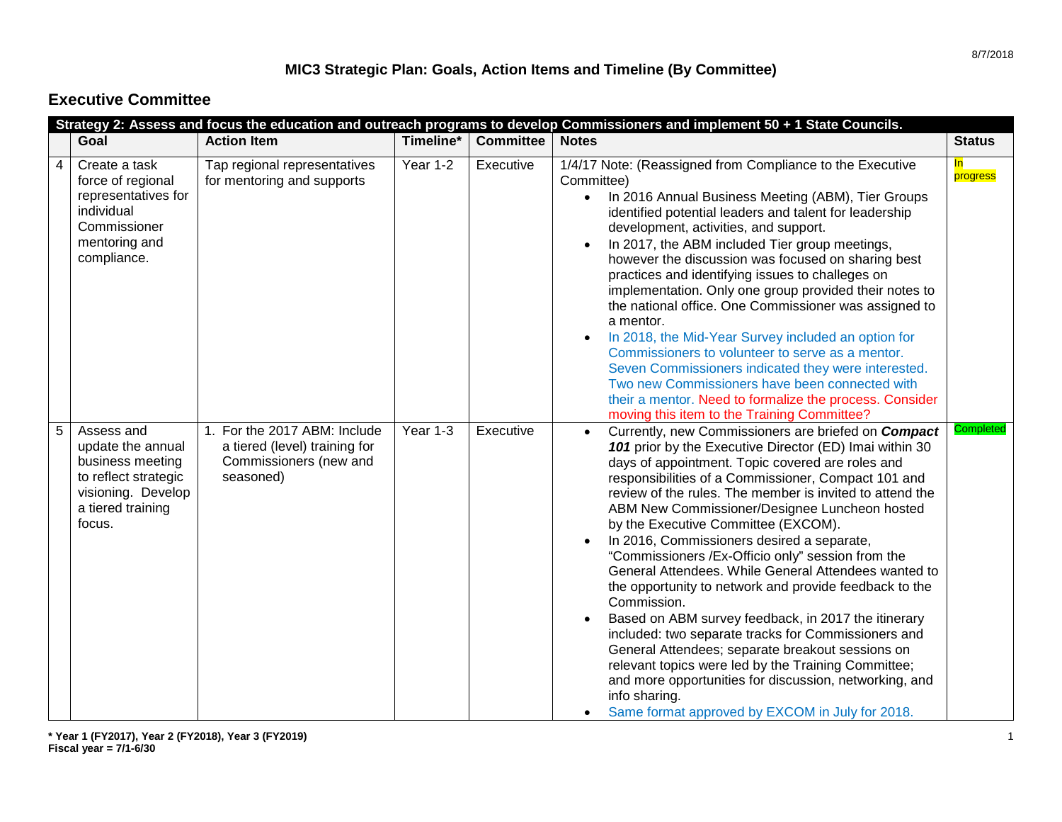## MIC3 Strategic Plan: Goals, Action Items and Timeline (By Committee)

## Executive Committee

| Strategy 2: Assess and focus the education and outreach programs to develop Commissioners and implement 50 + 1 State Councils. | | | | | | |
|---|---|---|---|---|---|---|
| | **Goal** | **Action Item** | **Timeline*** | **Committee** | **Notes** | **Status** |
| 4 | Create a task force of regional representatives for individual Commissioner mentoring and compliance. | Tap regional representatives for mentoring and supports | Year 1-2 | Executive | 1/4/17 Note: (Reassigned from Compliance to the Executive Committee)<br>• In 2016 Annual Business Meeting (ABM), Tier Groups identified potential leaders and talent for leadership development, activities, and support.<br>• In 2017, the ABM included Tier group meetings, however the discussion was focused on sharing best practices and identifying issues to challeges on implementation. Only one group provided their notes to the national office. One Commissioner was assigned to a mentor.<br>• In 2018, the Mid-Year Survey included an option for Commissioners to volunteer to serve as a mentor. Seven Commissioners indicated they were interested. Two new Commissioners have been connected with their a mentor. Need to formalize the process. Consider moving this item to the Training Committee? | In progress |
| 5 | Assess and update the annual business meeting to reflect strategic visioning. Develop a tiered training focus. | 1. For the 2017 ABM: Include a tiered (level) training for Commissioners (new and seasoned) | Year 1-3 | Executive | • Currently, new Commissioners are briefed on ***Compact 101*** prior by the Executive Director (ED) Imai within 30 days of appointment. Topic covered are roles and responsibilities of a Commissioner, Compact 101 and review of the rules. The member is invited to attend the ABM New Commissioner/Designee Luncheon hosted by the Executive Committee (EXCOM).<br>• In 2016, Commissioners desired a separate, "Commissioners /Ex-Officio only" session from the General Attendees. While General Attendees wanted to the opportunity to network and provide feedback to the Commission.<br>• Based on ABM survey feedback, in 2017 the itinerary included: two separate tracks for Commissioners and General Attendees; separate breakout sessions on relevant topics were led by the Training Committee; and more opportunities for discussion, networking, and info sharing.<br>• Same format approved by EXCOM in July for 2018. | Completed |

**\* Year 1 (FY2017), Year 2 (FY2018), Year 3 (FY2019)**
**Fiscal year = 7/1-6/30**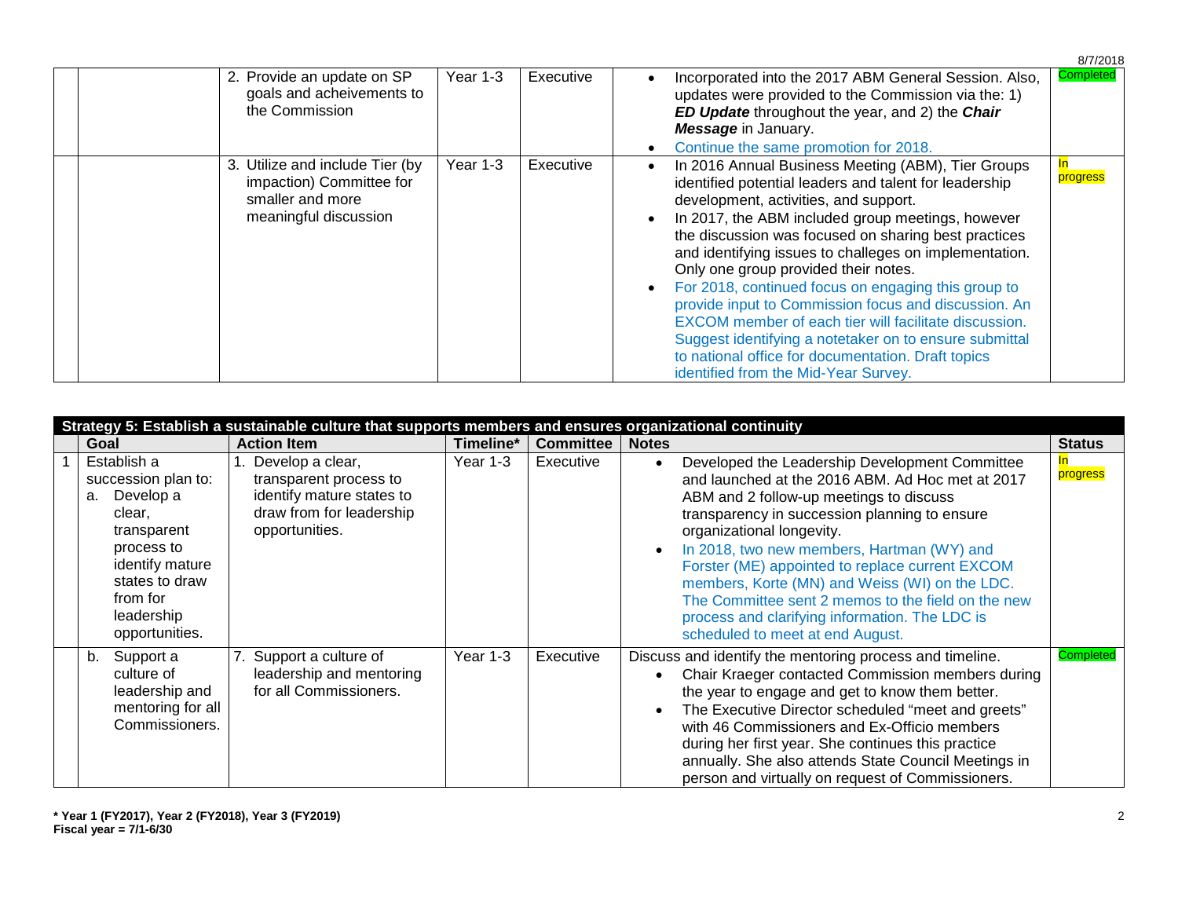| | | Action Item | Timeline* | Committee | Notes | Status |
|---|---|---|---|---|---|---|
| | | 2. Provide an update on SP goals and acheivements to the Commission | Year 1-3 | Executive | • Incorporated into the 2017 ABM General Session. Also, updates were provided to the Commission via the: 1) ***ED Update*** throughout the year, and 2) the ***Chair Message*** in January.<br>• Continue the same promotion for 2018. | Completed |
| | | 3. Utilize and include Tier (by impaction) Committee for smaller and more meaningful discussion | Year 1-3 | Executive | • In 2016 Annual Business Meeting (ABM), Tier Groups identified potential leaders and talent for leadership development, activities, and support.<br>• In 2017, the ABM included group meetings, however the discussion was focused on sharing best practices and identifying issues to challeges on implementation. Only one group provided their notes.<br>• For 2018, continued focus on engaging this group to provide input to Commission focus and discussion. An EXCOM member of each tier will facilitate discussion. Suggest identifying a notetaker on to ensure submittal to national office for documentation. Draft topics identified from the Mid-Year Survey. | In progress |

**Strategy 5: Establish a sustainable culture that supports members and ensures organizational continuity**

| | Goal | Action Item | Timeline* | Committee | Notes | Status |
|---|---|---|---|---|---|---|
| 1 | Establish a succession plan to:<br>a. Develop a clear, transparent process to identify mature states to draw from for leadership opportunities. | 1. Develop a clear, transparent process to identify mature states to draw from for leadership opportunities. | Year 1-3 | Executive | • Developed the Leadership Development Committee and launched at the 2016 ABM. Ad Hoc met at 2017 ABM and 2 follow-up meetings to discuss transparency in succession planning to ensure organizational longevity.<br>• In 2018, two new members, Hartman (WY) and Forster (ME) appointed to replace current EXCOM members, Korte (MN) and Weiss (WI) on the LDC. The Committee sent 2 memos to the field on the new process and clarifying information. The LDC is scheduled to meet at end August. | In progress |
| | b. Support a culture of leadership and mentoring for all Commissioners. | 7. Support a culture of leadership and mentoring for all Commissioners. | Year 1-3 | Executive | Discuss and identify the mentoring process and timeline.<br>• Chair Kraeger contacted Commission members during the year to engage and get to know them better.<br>• The Executive Director scheduled "meet and greets" with 46 Commissioners and Ex-Officio members during her first year. She continues this practice annually. She also attends State Council Meetings in person and virtually on request of Commissioners. | Completed |

**\* Year 1 (FY2017), Year 2 (FY2018), Year 3 (FY2019)**
**Fiscal year = 7/1-6/30**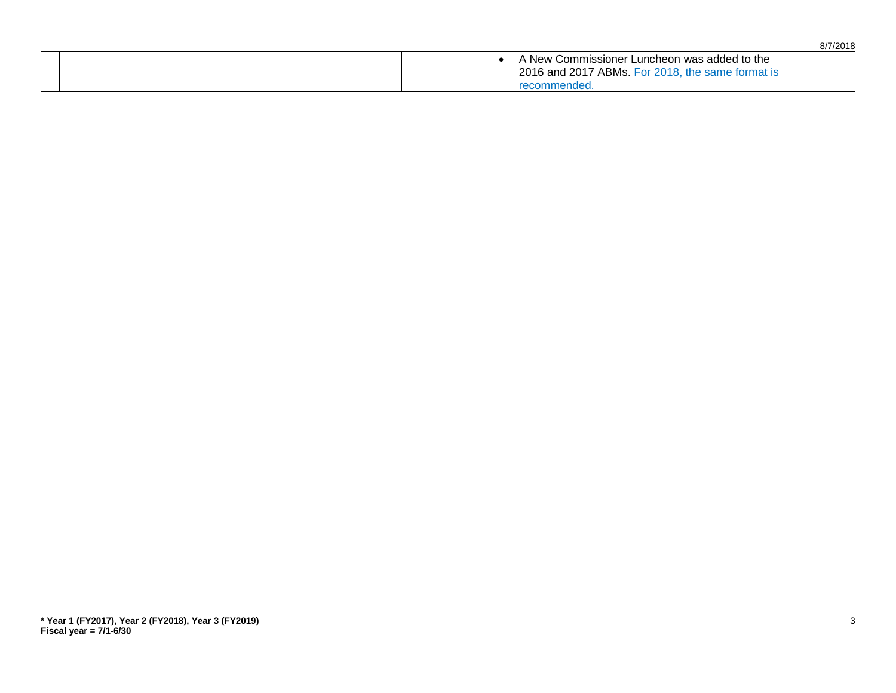| | | | | | | |
|---|---|---|---|---|---|---|
| | | | | | • A New Commissioner Luncheon was added to the 2016 and 2017 ABMs. For 2018, the same format is recommended. | |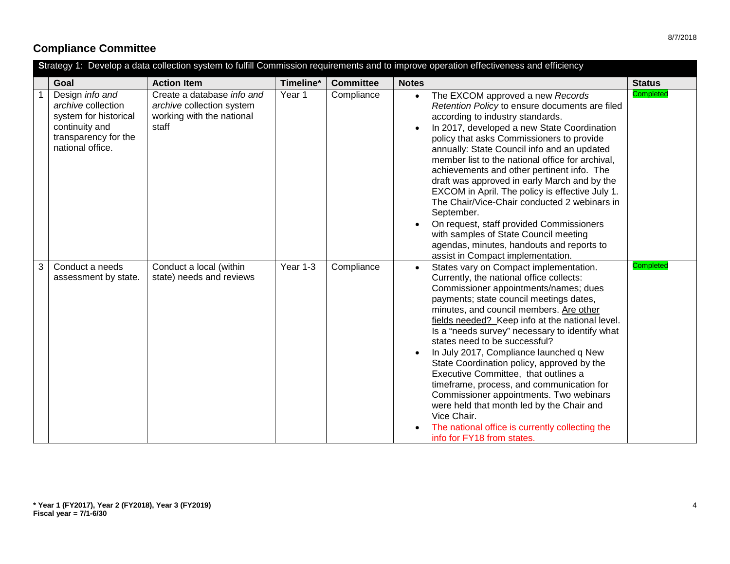## Compliance Committee

| | Goal | Action Item | Timeline* | Committee | Notes | Status |
|---|---|---|---|---|---|---|
| **S**trategy 1: Develop a data collection system to fulfill Commission requirements and to improve operation effectiveness and efficiency | | | | | | |
| 1 | Design *info and archive* collection system for historical continuity and transparency for the national office. | Create a ~~database~~ *info and archive* collection system working with the national staff | Year 1 | Compliance | • The EXCOM approved a new *Records Retention Policy* to ensure documents are filed according to industry standards.<br>• In 2017, developed a new State Coordination policy that asks Commissioners to provide annually: State Council info and an updated member list to the national office for archival, achievements and other pertinent info. The draft was approved in early March and by the EXCOM in April. The policy is effective July 1. The Chair/Vice-Chair conducted 2 webinars in September.<br>• On request, staff provided Commissioners with samples of State Council meeting agendas, minutes, handouts and reports to assist in Compact implementation. | Completed |
| 3 | Conduct a needs assessment by state. | Conduct a local (within state) needs and reviews | Year 1-3 | Compliance | • States vary on Compact implementation. Currently, the national office collects: Commissioner appointments/names; dues payments; state council meetings dates, minutes, and council members. <u>Are other fields needed?</u> Keep info at the national level. Is a "needs survey" necessary to identify what states need to be successful?<br>• In July 2017, Compliance launched q New State Coordination policy, approved by the Executive Committee, that outlines a timeframe, process, and communication for Commissioner appointments. Two webinars were held that month led by the Chair and Vice Chair.<br>• The national office is currently collecting the info for FY18 from states. | Completed |

**\* Year 1 (FY2017), Year 2 (FY2018), Year 3 (FY2019)**
**Fiscal year = 7/1-6/30**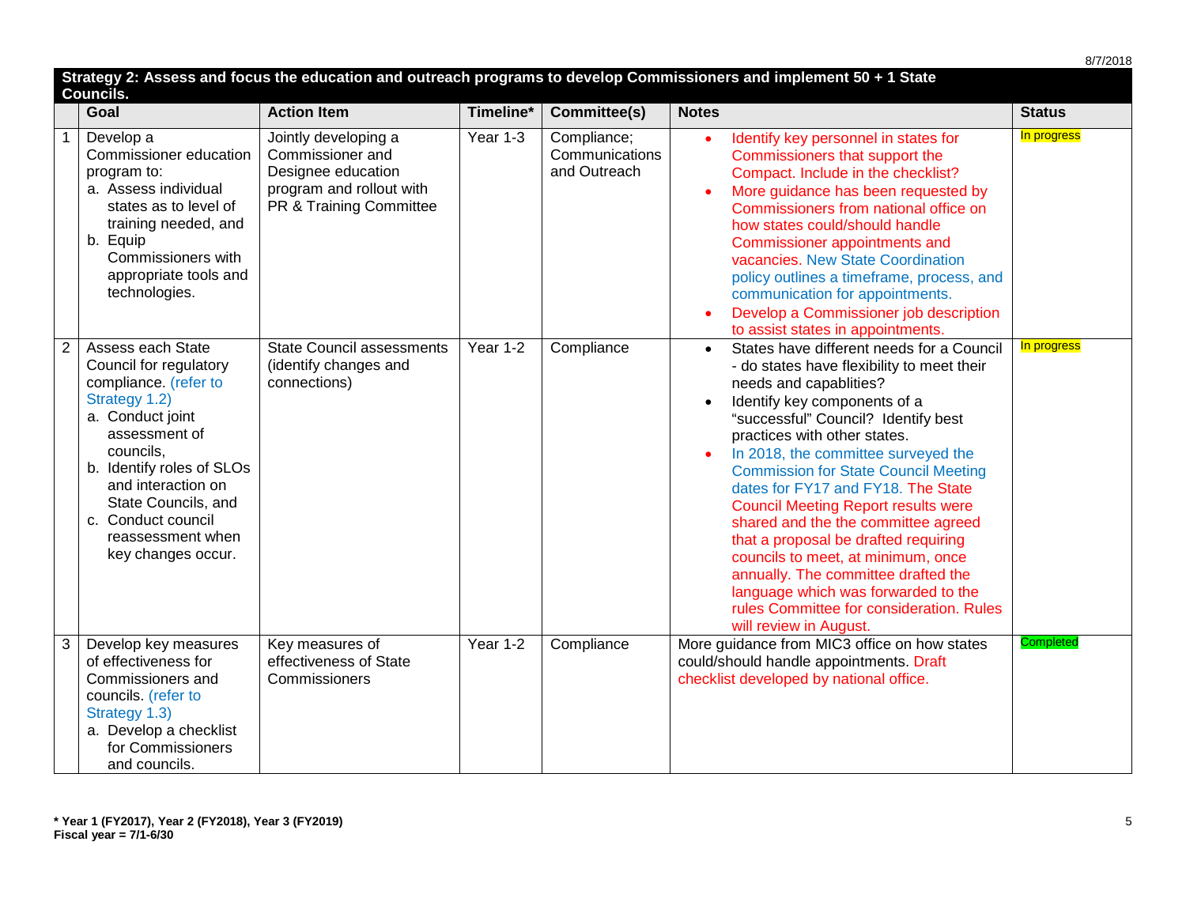8/7/2018

| | Goal | Action Item | Timeline* | Committee(s) | Notes | Status |
|---|---|---|---|---|---|---|
| **Strategy 2: Assess and focus the education and outreach programs to develop Commissioners and implement 50 + 1 State Councils.** | | | | | | |
| 1 | Develop a Commissioner education program to:<br>a. Assess individual states as to level of training needed, and<br>b. Equip Commissioners with appropriate tools and technologies. | Jointly developing a Commissioner and Designee education program and rollout with PR & Training Committee | Year 1-3 | Compliance; Communications and Outreach | • Identify key personnel in states for Commissioners that support the Compact. Include in the checklist?<br>• More guidance has been requested by Commissioners from national office on how states could/should handle Commissioner appointments and vacancies. New State Coordination policy outlines a timeframe, process, and communication for appointments.<br>• Develop a Commissioner job description to assist states in appointments. | In progress |
| 2 | Assess each State Council for regulatory compliance. (refer to Strategy 1.2)<br>a. Conduct joint assessment of councils,<br>b. Identify roles of SLOs and interaction on State Councils, and<br>c. Conduct council reassessment when key changes occur. | State Council assessments (identify changes and connections) | Year 1-2 | Compliance | • States have different needs for a Council - do states have flexibility to meet their needs and capablities?<br>• Identify key components of a "successful" Council? Identify best practices with other states.<br>• In 2018, the committee surveyed the Commission for State Council Meeting dates for FY17 and FY18. The State Council Meeting Report results were shared and the the committee agreed that a proposal be drafted requiring councils to meet, at minimum, once annually. The committee drafted the language which was forwarded to the rules Committee for consideration. Rules will review in August. | In progress |
| 3 | Develop key measures of effectiveness for Commissioners and councils. (refer to Strategy 1.3)<br>a. Develop a checklist for Commissioners and councils. | Key measures of effectiveness of State Commissioners | Year 1-2 | Compliance | More guidance from MIC3 office on how states could/should handle appointments. Draft checklist developed by national office. | Completed |

**\* Year 1 (FY2017), Year 2 (FY2018), Year 3 (FY2019)**
**Fiscal year = 7/1-6/30**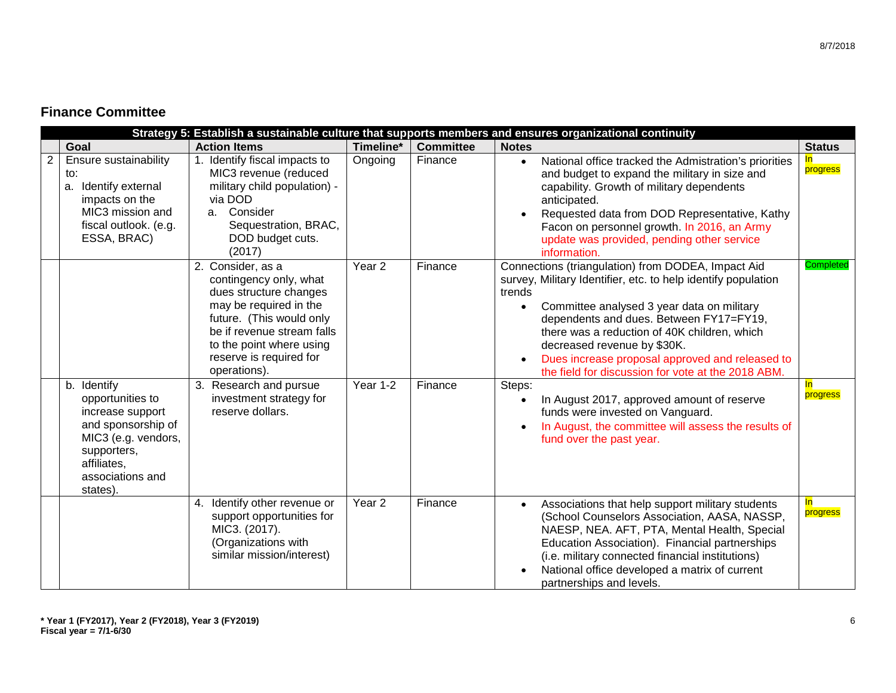## Finance Committee

| Strategy 5: Establish a sustainable culture that supports members and ensures organizational continuity | | | | | | |
|---|---|---|---|---|---|---|
| | **Goal** | **Action Items** | **Timeline*** | **Committee** | **Notes** | **Status** |
| 2 | Ensure sustainability to:<br>a. Identify external impacts on the MIC3 mission and fiscal outlook. (e.g. ESSA, BRAC) | 1. Identify fiscal impacts to MIC3 revenue (reduced military child population) - via DOD<br>a. Consider Sequestration, BRAC, DOD budget cuts. (2017) | Ongoing | Finance | • National office tracked the Admistration's priorities and budget to expand the military in size and capability. Growth of military dependents anticipated.<br>• Requested data from DOD Representative, Kathy Facon on personnel growth. In 2016, an Army update was provided, pending other service information. | In progress |
| | | 2. Consider, as a contingency only, what dues structure changes may be required in the future. (This would only be if revenue stream falls to the point where using reserve is required for operations). | Year 2 | Finance | Connections (triangulation) from DODEA, Impact Aid survey, Military Identifier, etc. to help identify population trends<br>• Committee analysed 3 year data on military dependents and dues. Between FY17=FY19, there was a reduction of 40K children, which decreased revenue by $30K.<br>• Dues increase proposal approved and released to the field for discussion for vote at the 2018 ABM. | Completed |
| | b. Identify opportunities to increase support and sponsorship of MIC3 (e.g. vendors, supporters, affiliates, associations and states). | 3. Research and pursue investment strategy for reserve dollars. | Year 1-2 | Finance | Steps:<br>• In August 2017, approved amount of reserve funds were invested on Vanguard.<br>• In August, the committee will assess the results of fund over the past year. | In progress |
| | | 4. Identify other revenue or support opportunities for MIC3. (2017). (Organizations with similar mission/interest) | Year 2 | Finance | • Associations that help support military students (School Counselors Association, AASA, NASSP, NAESP, NEA. AFT, PTA, Mental Health, Special Education Association). Financial partnerships (i.e. military connected financial institutions)<br>• National office developed a matrix of current partnerships and levels. | In progress |

**\* Year 1 (FY2017), Year 2 (FY2018), Year 3 (FY2019)**
**Fiscal year = 7/1-6/30**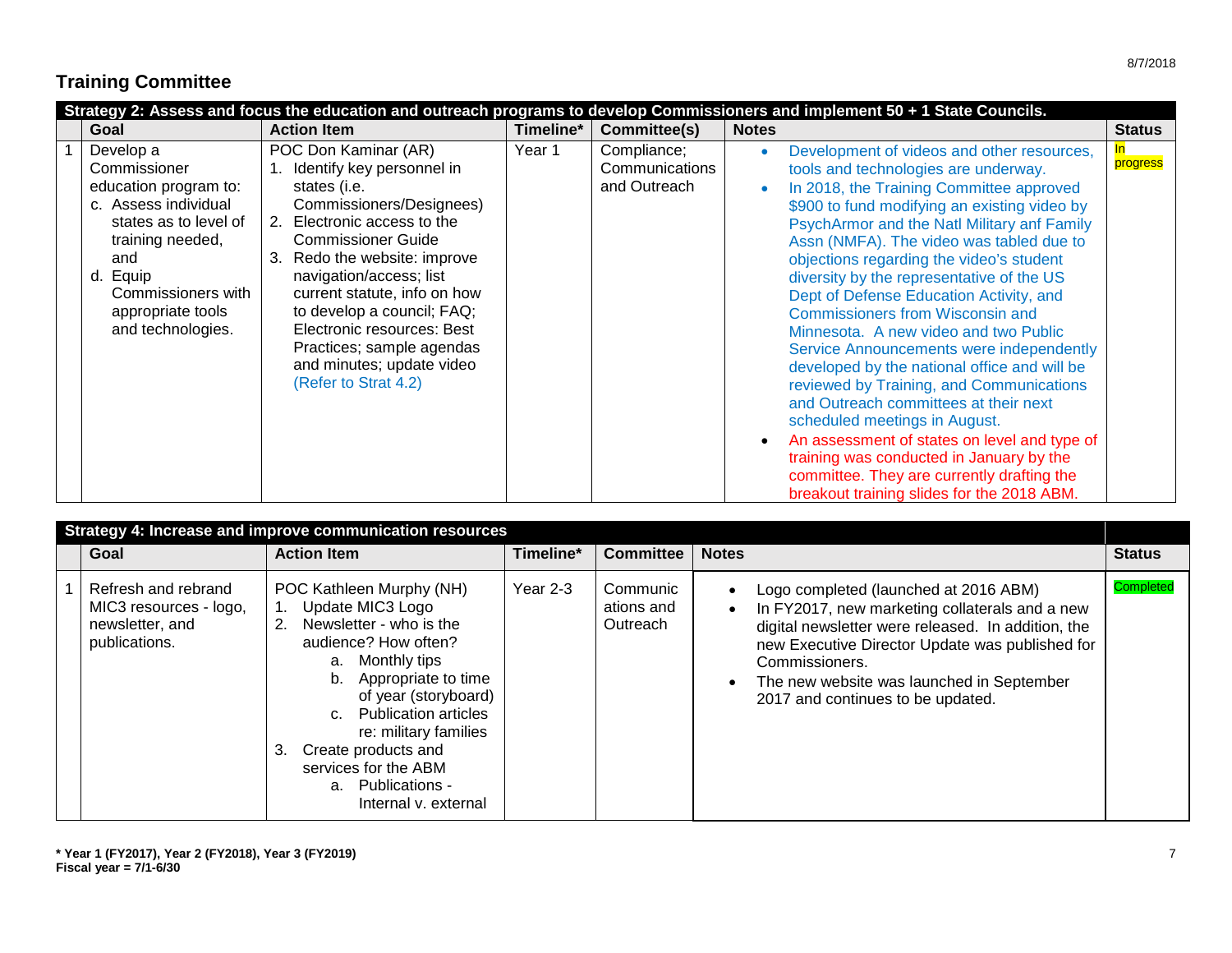## Training Committee

| | Strategy 2: Assess and focus the education and outreach programs to develop Commissioners and implement 50 + 1 State Councils. | | | | | |
|---|---|---|---|---|---|---|
| | **Goal** | **Action Item** | **Timeline*** | **Committee(s)** | **Notes** | **Status** |
| 1 | Develop a Commissioner education program to:<br>c. Assess individual states as to level of training needed, and<br>d. Equip Commissioners with appropriate tools and technologies. | POC Don Kaminar (AR)<br>1. Identify key personnel in states (i.e. Commissioners/Designees)<br>2. Electronic access to the Commissioner Guide<br>3. Redo the website: improve navigation/access; list current statute, info on how to develop a council; FAQ; Electronic resources: Best Practices; sample agendas and minutes; update video (Refer to Strat 4.2) | Year 1 | Compliance; Communications and Outreach | • Development of videos and other resources, tools and technologies are underway.<br>• In 2018, the Training Committee approved $900 to fund modifying an existing video by PsychArmor and the Natl Military anf Family Assn (NMFA). The video was tabled due to objections regarding the video's student diversity by the representative of the US Dept of Defense Education Activity, and Commissioners from Wisconsin and Minnesota. A new video and two Public Service Announcements were independently developed by the national office and will be reviewed by Training, and Communications and Outreach committees at their next scheduled meetings in August.<br>• An assessment of states on level and type of training was conducted in January by the committee. They are currently drafting the breakout training slides for the 2018 ABM. | In progress |

| | Strategy 4: Increase and improve communication resources | | | | | |
|---|---|---|---|---|---|---|
| | **Goal** | **Action Item** | **Timeline*** | **Committee** | **Notes** | **Status** |
| 1 | Refresh and rebrand MIC3 resources - logo, newsletter, and publications. | POC Kathleen Murphy (NH)<br>1. Update MIC3 Logo<br>2. Newsletter - who is the audience? How often?<br>a. Monthly tips<br>b. Appropriate to time of year (storyboard)<br>c. Publication articles re: military families<br>3. Create products and services for the ABM<br>a. Publications - Internal v. external | Year 2-3 | Communications and Outreach | • Logo completed (launched at 2016 ABM)<br>• In FY2017, new marketing collaterals and a new digital newsletter were released. In addition, the new Executive Director Update was published for Commissioners.<br>• The new website was launched in September 2017 and continues to be updated. | Completed |

**\* Year 1 (FY2017), Year 2 (FY2018), Year 3 (FY2019)**
**Fiscal year = 7/1-6/30**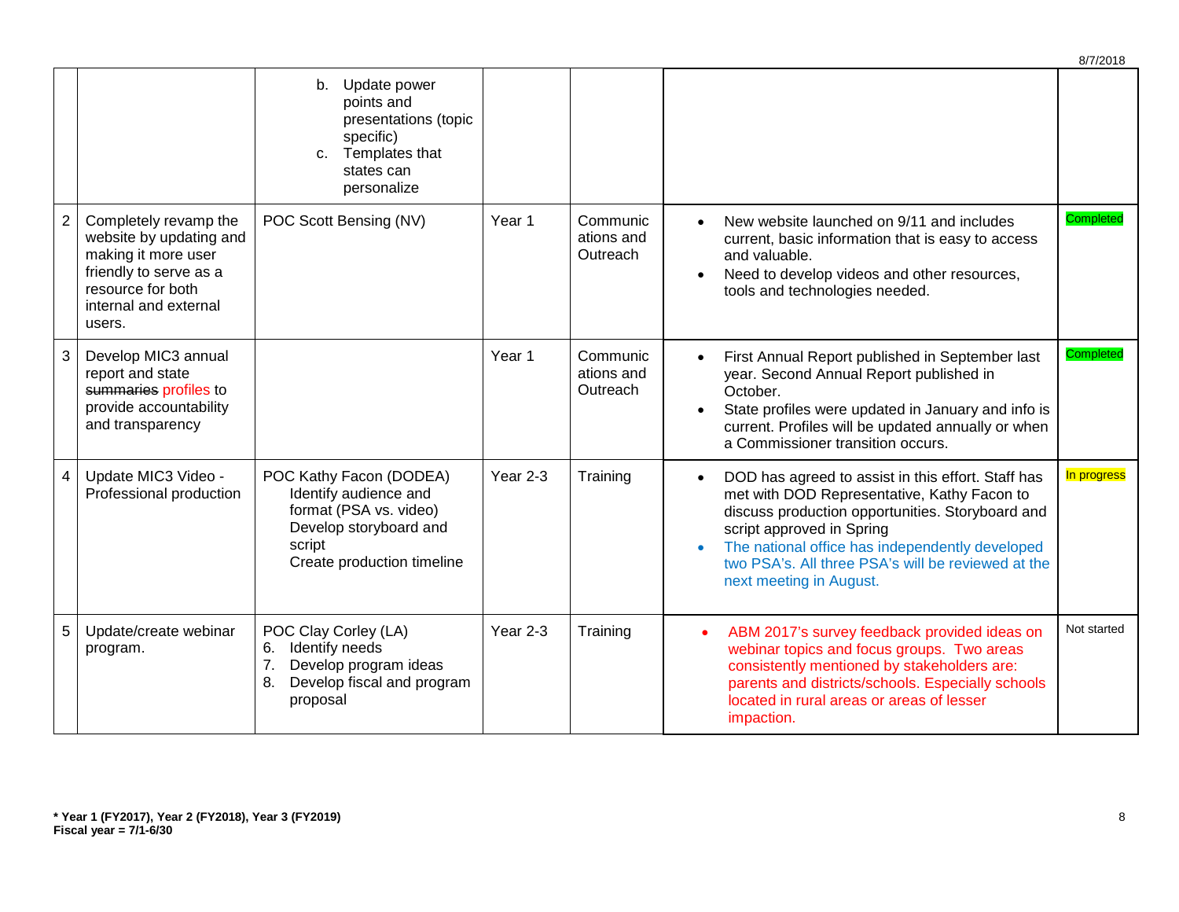| | | | | | | |
|---|---|---|---|---|---|---|
| | | b. Update power points and presentations (topic specific)<br>c. Templates that states can personalize | | | | |
| 2 | Completely revamp the website by updating and making it more user friendly to serve as a resource for both internal and external users. | POC Scott Bensing (NV) | Year 1 | Communications and Outreach | • New website launched on 9/11 and includes current, basic information that is easy to access and valuable.<br>• Need to develop videos and other resources, tools and technologies needed. | Completed |
| 3 | Develop MIC3 annual report and state ~~summaries~~ profiles to provide accountability and transparency | | Year 1 | Communications and Outreach | • First Annual Report published in September last year. Second Annual Report published in October.<br>• State profiles were updated in January and info is current. Profiles will be updated annually or when a Commissioner transition occurs. | Completed |
| 4 | Update MIC3 Video - Professional production | POC Kathy Facon (DODEA)<br>Identify audience and format (PSA vs. video)<br>Develop storyboard and script<br>Create production timeline | Year 2-3 | Training | • DOD has agreed to assist in this effort. Staff has met with DOD Representative, Kathy Facon to discuss production opportunities. Storyboard and script approved in Spring<br>• The national office has independently developed two PSA's. All three PSA's will be reviewed at the next meeting in August. | In progress |
| 5 | Update/create webinar program. | POC Clay Corley (LA)<br>6. Identify needs<br>7. Develop program ideas<br>8. Develop fiscal and program proposal | Year 2-3 | Training | • ABM 2017's survey feedback provided ideas on webinar topics and focus groups. Two areas consistently mentioned by stakeholders are: parents and districts/schools. Especially schools located in rural areas or areas of lesser impaction. | Not started |

**\* Year 1 (FY2017), Year 2 (FY2018), Year 3 (FY2019)**
**Fiscal year = 7/1-6/30**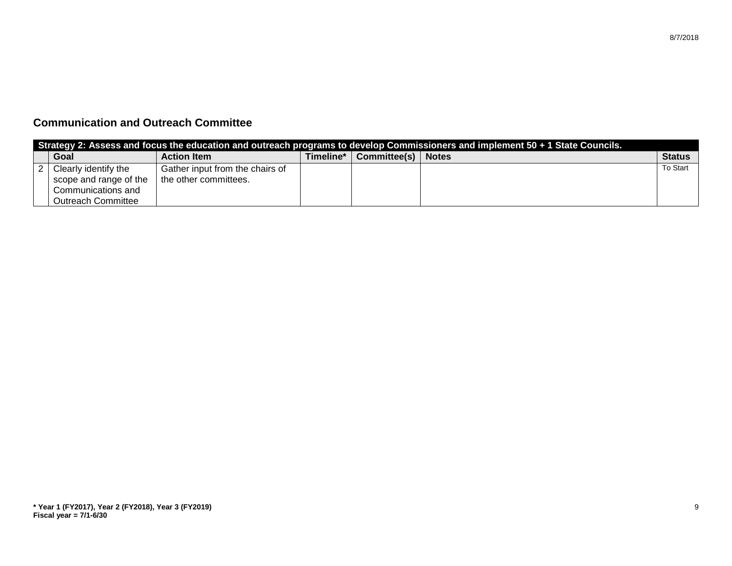## Communication and Outreach Committee

| Strategy 2: Assess and focus the education and outreach programs to develop Commissioners and implement 50 + 1 State Councils. | | | | | | |
|---|---|---|---|---|---|---|
| | **Goal** | **Action Item** | **Timeline*** | **Committee(s)** | **Notes** | **Status** |
| 2 | Clearly identify the scope and range of the Communications and Outreach Committee | Gather input from the chairs of the other committees. | | | | To Start |

**\* Year 1 (FY2017), Year 2 (FY2018), Year 3 (FY2019)**
**Fiscal year = 7/1-6/30**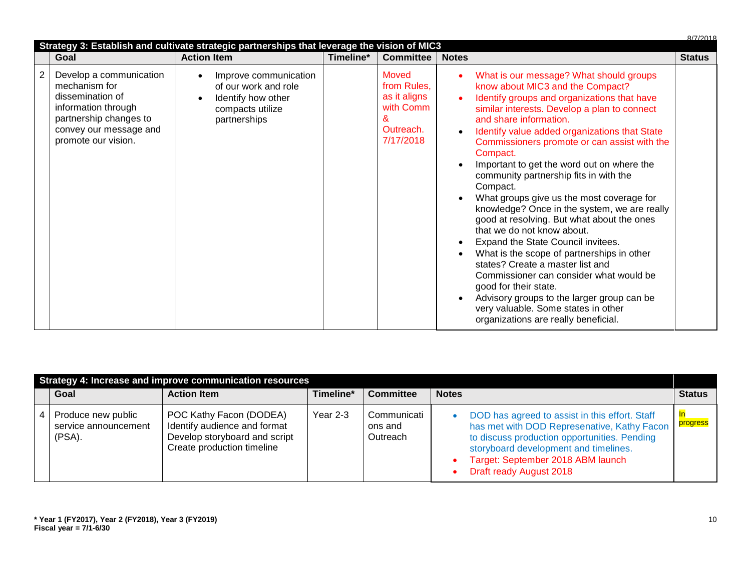| Strategy 3: Establish and cultivate strategic partnerships that leverage the vision of MIC3 | | | | | | |
|---|---|---|---|---|---|---|
| | **Goal** | **Action Item** | **Timeline*** | **Committee** | **Notes** | **Status** |
| 2 | Develop a communication mechanism for dissemination of information through partnership changes to convey our message and promote our vision. | • Improve communication of our work and role<br>• Identify how other compacts utilize partnerships | | Moved from Rules, as it aligns with Comm & Outreach. 7/17/2018 | • What is our message? What should groups know about MIC3 and the Compact?<br>• Identify groups and organizations that have similar interests. Develop a plan to connect and share information.<br>• Identify value added organizations that State Commissioners promote or can assist with the Compact.<br>• Important to get the word out on where the community partnership fits in with the Compact.<br>• What groups give us the most coverage for knowledge? Once in the system, we are really good at resolving. But what about the ones that we do not know about.<br>• Expand the State Council invitees.<br>• What is the scope of partnerships in other states? Create a master list and Commissioner can consider what would be good for their state.<br>• Advisory groups to the larger group can be very valuable. Some states in other organizations are really beneficial. | |

| Strategy 4: Increase and improve communication resources | | | | | | |
|---|---|---|---|---|---|---|
| | **Goal** | **Action Item** | **Timeline*** | **Committee** | **Notes** | **Status** |
| 4 | Produce new public service announcement (PSA). | POC Kathy Facon (DODEA)<br>Identify audience and format<br>Develop storyboard and script<br>Create production timeline | Year 2-3 | Communications and Outreach | • DOD has agreed to assist in this effort. Staff has met with DOD Represenative, Kathy Facon to discuss production opportunities. Pending storyboard development and timelines.<br>• Target: September 2018 ABM launch<br>• Draft ready August 2018 | In progress |

**\* Year 1 (FY2017), Year 2 (FY2018), Year 3 (FY2019)**
**Fiscal year = 7/1-6/30**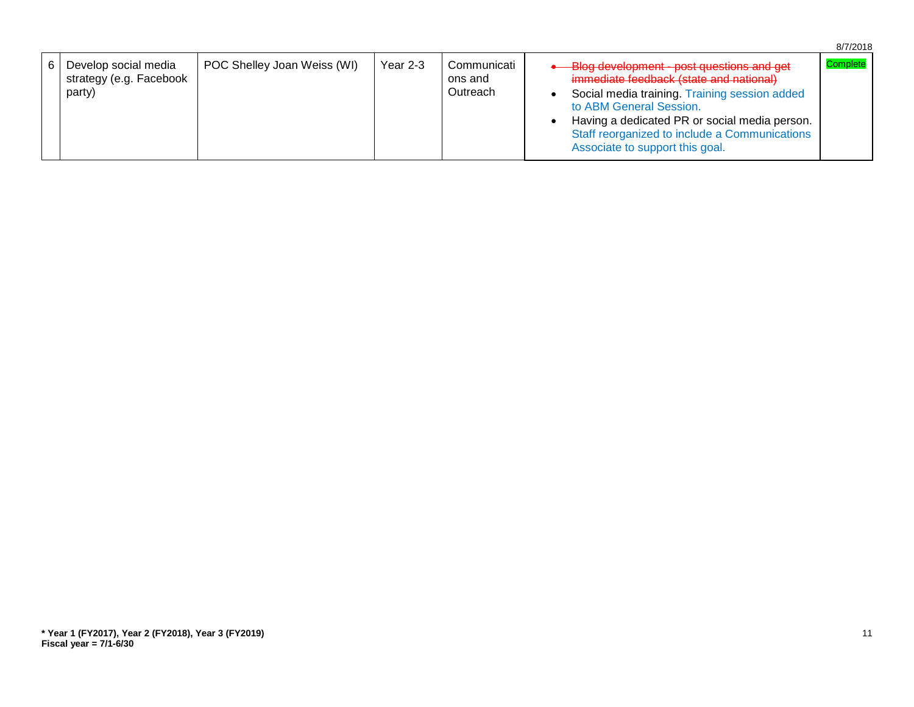8/7/2018

| 6 | Develop social media strategy (e.g. Facebook party) | POC Shelley Joan Weiss (WI) | Year 2-3 | Communications and Outreach | ~~Blog development - post questions and get immediate feedback (state and national)~~<br>• Social media training. Training session added to ABM General Session.<br>• Having a dedicated PR or social media person. Staff reorganized to include a Communications Associate to support this goal. | Complete |
|---|---|---|---|---|---|---|

**\* Year 1 (FY2017), Year 2 (FY2018), Year 3 (FY2019)**
**Fiscal year = 7/1-6/30**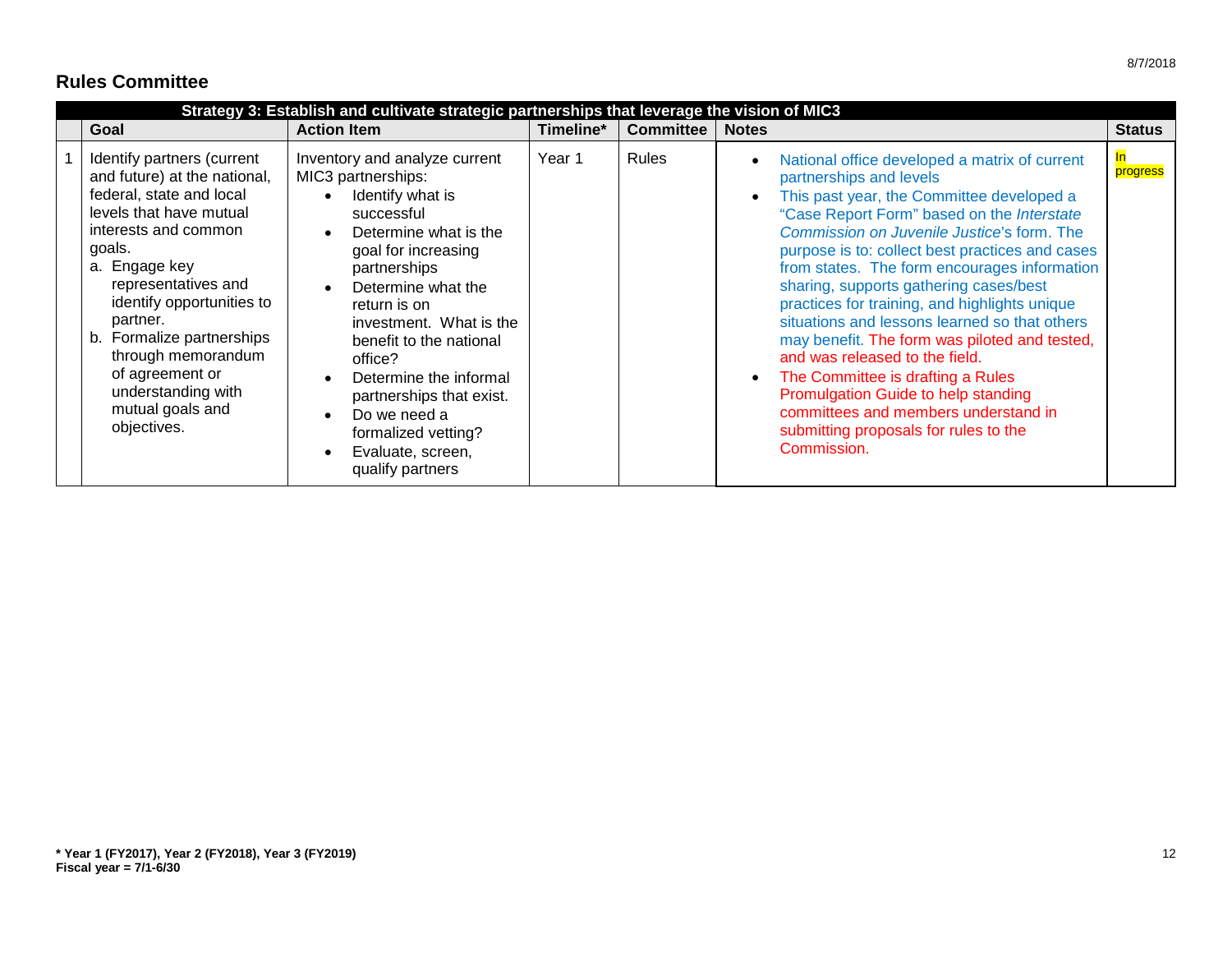## Rules Committee

| Strategy 3: Establish and cultivate strategic partnerships that leverage the vision of MIC3 | | | | | | |
|---|---|---|---|---|---|---|
| | **Goal** | **Action Item** | **Timeline*** | **Committee** | **Notes** | **Status** |
| 1 | Identify partners (current and future) at the national, federal, state and local levels that have mutual interests and common goals.<br>a. Engage key representatives and identify opportunities to partner.<br>b. Formalize partnerships through memorandum of agreement or understanding with mutual goals and objectives. | Inventory and analyze current MIC3 partnerships:<br>• Identify what is successful<br>• Determine what is the goal for increasing partnerships<br>• Determine what the return is on investment. What is the benefit to the national office?<br>• Determine the informal partnerships that exist.<br>• Do we need a formalized vetting?<br>• Evaluate, screen, qualify partners | Year 1 | Rules | • National office developed a matrix of current partnerships and levels<br>• This past year, the Committee developed a "Case Report Form" based on the *Interstate Commission on Juvenile Justice*'s form. The purpose is to: collect best practices and cases from states. The form encourages information sharing, supports gathering cases/best practices for training, and highlights unique situations and lessons learned so that others may benefit. The form was piloted and tested, and was released to the field.<br>• The Committee is drafting a Rules Promulgation Guide to help standing committees and members understand in submitting proposals for rules to the Commission. | In progress |

**\* Year 1 (FY2017), Year 2 (FY2018), Year 3 (FY2019)**
**Fiscal year = 7/1-6/30**